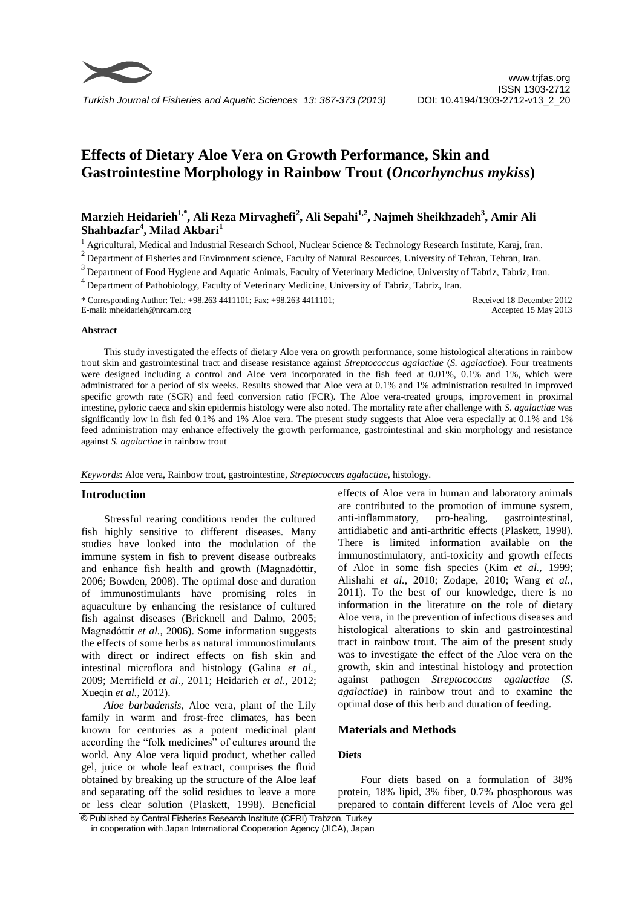# Effects of Dietary Aloe Vera on Growth Performance, Skin and Gastrointestine Morphology in Rainbow Trout (*Oncorhynchus mykiss*)

**Marzieh Heidarieh[1,*], Ali Reza Mirvaghefi[2], Ali Sepahi[1,2], Najmeh Sheikhzadeh[3], Amir Ali Shahbazfar[4], Milad Akbari[1]**

[1] Agricultural, Medical and Industrial Research School, Nuclear Science & Technology Research Institute, Karaj, Iran.

[2] Department of Fisheries and Environment science, Faculty of Natural Resources, University of Tehran, Tehran, Iran.

[3] Department of Food Hygiene and Aquatic Animals, Faculty of Veterinary Medicine, University of Tabriz, Tabriz, Iran.

[4] Department of Pathobiology, Faculty of Veterinary Medicine, University of Tabriz, Tabriz, Iran.

\* Corresponding Author: Tel.: +98.263 4411101; Fax: +98.263 4411101;
E-mail: mheidarieh@nrcam.org

Received 18 December 2012
Accepted 15 May 2013

## Abstract

This study investigated the effects of dietary Aloe vera on growth performance, some histological alterations in rainbow trout skin and gastrointestinal tract and disease resistance against *Streptococcus agalactiae* (*S. agalactiae*). Four treatments were designed including a control and Aloe vera incorporated in the fish feed at 0.01%, 0.1% and 1%, which were administrated for a period of six weeks. Results showed that Aloe vera at 0.1% and 1% administration resulted in improved specific growth rate (SGR) and feed conversion ratio (FCR). The Aloe vera-treated groups, improvement in proximal intestine, pyloric caeca and skin epidermis histology were also noted. The mortality rate after challenge with *S. agalactiae* was significantly low in fish fed 0.1% and 1% Aloe vera. The present study suggests that Aloe vera especially at 0.1% and 1% feed administration may enhance effectively the growth performance, gastrointestinal and skin morphology and resistance against *S. agalactiae* in rainbow trout

*Keywords*: Aloe vera, Rainbow trout, gastrointestine, *Streptococcus agalactiae*, histology.

## Introduction

Stressful rearing conditions render the cultured fish highly sensitive to different diseases. Many studies have looked into the modulation of the immune system in fish to prevent disease outbreaks and enhance fish health and growth (Magnadóttir, 2006; Bowden, 2008). The optimal dose and duration of immunostimulants have promising roles in aquaculture by enhancing the resistance of cultured fish against diseases (Bricknell and Dalmo, 2005; Magnadóttir *et al.,* 2006). Some information suggests the effects of some herbs as natural immunostimulants with direct or indirect effects on fish skin and intestinal microflora and histology (Galina *et al.,* 2009; Merrifield *et al.,* 2011; Heidarieh *et al.,* 2012; Xueqin *et al.,* 2012).

*Aloe barbadensis*, Aloe vera, plant of the Lily family in warm and frost-free climates, has been known for centuries as a potent medicinal plant according the "folk medicines" of cultures around the world. Any Aloe vera liquid product, whether called gel, juice or whole leaf extract, comprises the fluid obtained by breaking up the structure of the Aloe leaf and separating off the solid residues to leave a more or less clear solution (Plaskett, 1998). Beneficial effects of Aloe vera in human and laboratory animals are contributed to the promotion of immune system, anti-inflammatory, pro-healing, gastrointestinal, antidiabetic and anti-arthritic effects (Plaskett, 1998). There is limited information available on the immunostimulatory, anti-toxicity and growth effects of Aloe in some fish species (Kim *et al.,* 1999; Alishahi *et al.,* 2010; Zodape, 2010; Wang *et al.,* 2011). To the best of our knowledge, there is no information in the literature on the role of dietary Aloe vera, in the prevention of infectious diseases and histological alterations to skin and gastrointestinal tract in rainbow trout. The aim of the present study was to investigate the effect of the Aloe vera on the growth, skin and intestinal histology and protection against pathogen *Streptococcus agalactiae* (*S. agalactiae*) in rainbow trout and to examine the optimal dose of this herb and duration of feeding.

## Materials and Methods

### Diets

Four diets based on a formulation of 38% protein, 18% lipid, 3% fiber, 0.7% phosphorous was prepared to contain different levels of Aloe vera gel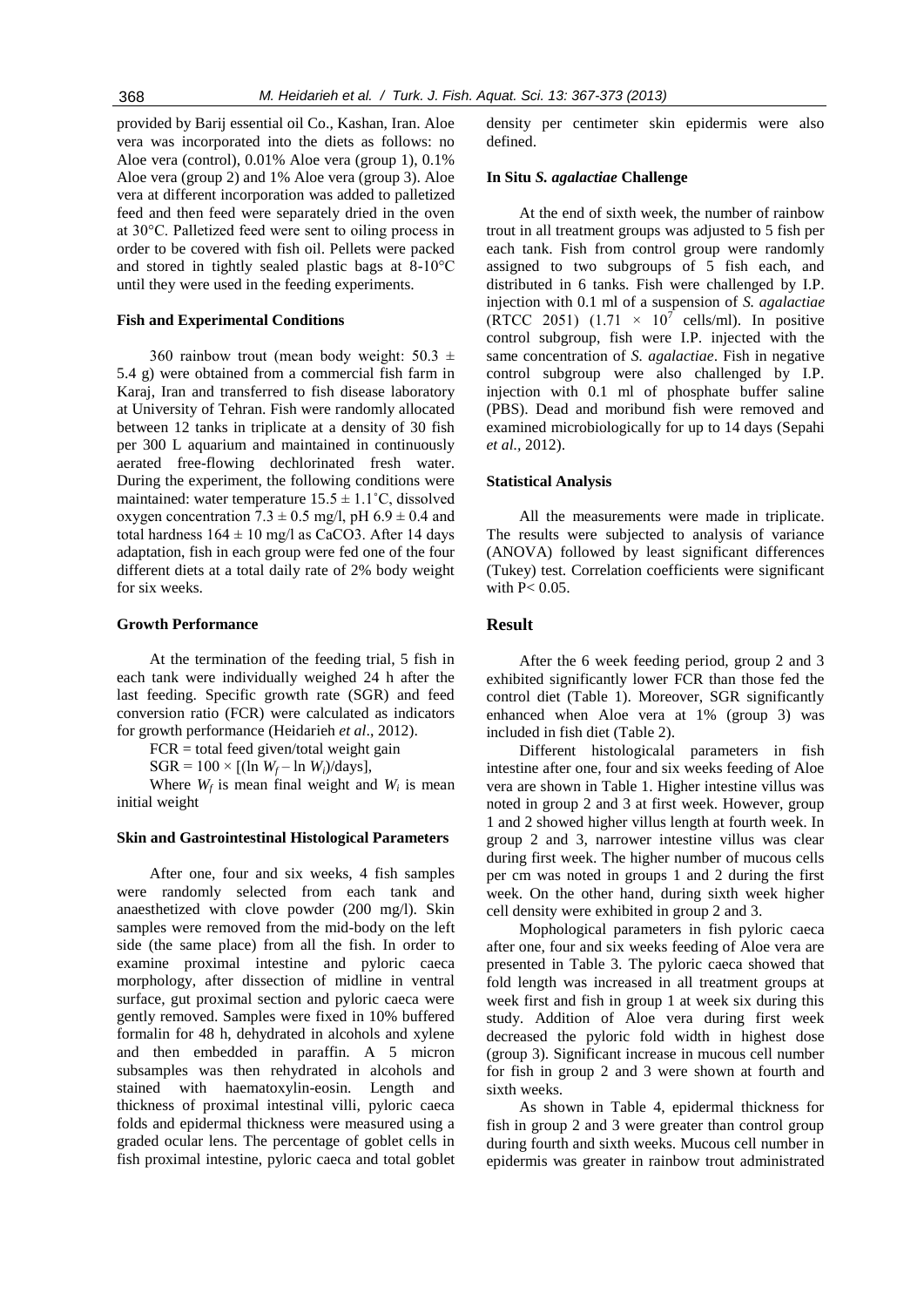provided by Barij essential oil Co., Kashan, Iran. Aloe vera was incorporated into the diets as follows: no Aloe vera (control), 0.01% Aloe vera (group 1), 0.1% Aloe vera (group 2) and 1% Aloe vera (group 3). Aloe vera at different incorporation was added to palletized feed and then feed were separately dried in the oven at 30°C. Palletized feed were sent to oiling process in order to be covered with fish oil. Pellets were packed and stored in tightly sealed plastic bags at 8-10°C until they were used in the feeding experiments.

### Fish and Experimental Conditions

360 rainbow trout (mean body weight: 50.3 ± 5.4 g) were obtained from a commercial fish farm in Karaj, Iran and transferred to fish disease laboratory at University of Tehran. Fish were randomly allocated between 12 tanks in triplicate at a density of 30 fish per 300 L aquarium and maintained in continuously aerated free-flowing dechlorinated fresh water. During the experiment, the following conditions were maintained: water temperature 15.5 ± 1.1˚C, dissolved oxygen concentration 7.3 ± 0.5 mg/l, pH 6.9 ± 0.4 and total hardness 164 ± 10 mg/l as $CaCO_3$. After 14 days adaptation, fish in each group were fed one of the four different diets at a total daily rate of 2% body weight for six weeks.

### Growth Performance

At the termination of the feeding trial, 5 fish in each tank were individually weighed 24 h after the last feeding. Specific growth rate (SGR) and feed conversion ratio (FCR) were calculated as indicators for growth performance (Heidarieh *et al*., 2012).

FCR = total feed given/total weight gain

$SGR = 100 \times [(\ln W_f - \ln W_i)/\text{days}]$,

Where $W_f$ is mean final weight and $W_i$ is mean initial weight

### Skin and Gastrointestinal Histological Parameters

After one, four and six weeks, 4 fish samples were randomly selected from each tank and anaesthetized with clove powder (200 mg/l). Skin samples were removed from the mid-body on the left side (the same place) from all the fish. In order to examine proximal intestine and pyloric caeca morphology, after dissection of midline in ventral surface, gut proximal section and pyloric caeca were gently removed. Samples were fixed in 10% buffered formalin for 48 h, dehydrated in alcohols and xylene and then embedded in paraffin. A 5 micron subsamples was then rehydrated in alcohols and stained with haematoxylin-eosin. Length and thickness of proximal intestinal villi, pyloric caeca folds and epidermal thickness were measured using a graded ocular lens. The percentage of goblet cells in fish proximal intestine, pyloric caeca and total goblet density per centimeter skin epidermis were also defined.

### In Situ *S. agalactiae* Challenge

At the end of sixth week, the number of rainbow trout in all treatment groups was adjusted to 5 fish per each tank. Fish from control group were randomly assigned to two subgroups of 5 fish each, and distributed in 6 tanks. Fish were challenged by I.P. injection with 0.1 ml of a suspension of *S. agalactiae* (RTCC 2051) ($1.71 \times 10^7$ cells/ml). In positive control subgroup, fish were I.P. injected with the same concentration of *S. agalactiae*. Fish in negative control subgroup were also challenged by I.P. injection with 0.1 ml of phosphate buffer saline (PBS). Dead and moribund fish were removed and examined microbiologically for up to 14 days (Sepahi *et al.*, 2012).

### Statistical Analysis

All the measurements were made in triplicate. The results were subjected to analysis of variance (ANOVA) followed by least significant differences (Tukey) test. Correlation coefficients were significant with $P < 0.05$.

## Result

After the 6 week feeding period, group 2 and 3 exhibited significantly lower FCR than those fed the control diet (Table 1). Moreover, SGR significantly enhanced when Aloe vera at 1% (group 3) was included in fish diet (Table 2).

Different histologicalal parameters in fish intestine after one, four and six weeks feeding of Aloe vera are shown in Table 1. Higher intestine villus was noted in group 2 and 3 at first week. However, group 1 and 2 showed higher villus length at fourth week. In group 2 and 3, narrower intestine villus was clear during first week. The higher number of mucous cells per cm was noted in groups 1 and 2 during the first week. On the other hand, during sixth week higher cell density were exhibited in group 2 and 3.

Mophological parameters in fish pyloric caeca after one, four and six weeks feeding of Aloe vera are presented in Table 3. The pyloric caeca showed that fold length was increased in all treatment groups at week first and fish in group 1 at week six during this study. Addition of Aloe vera during first week decreased the pyloric fold width in highest dose (group 3). Significant increase in mucous cell number for fish in group 2 and 3 were shown at fourth and sixth weeks.

As shown in Table 4, epidermal thickness for fish in group 2 and 3 were greater than control group during fourth and sixth weeks. Mucous cell number in epidermis was greater in rainbow trout administrated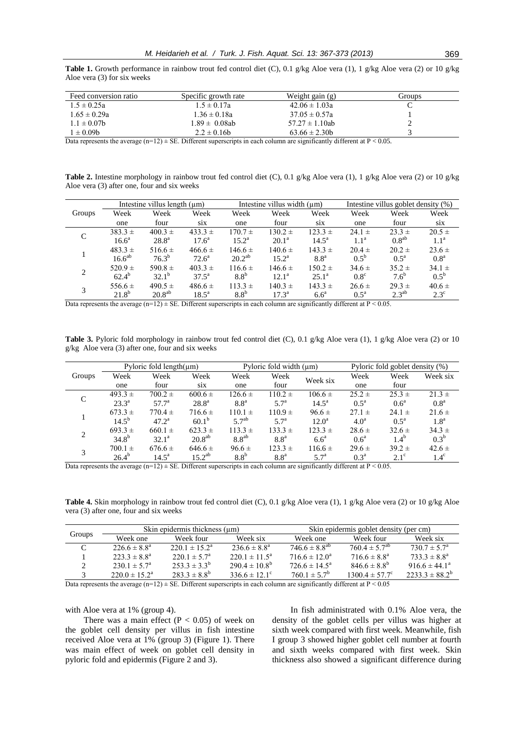**Table 1.** Growth performance in rainbow trout fed control diet (C), 0.1 g/kg Aloe vera (1), 1 g/kg Aloe vera (2) or 10 g/kg Aloe vera (3) for six weeks

| Feed conversion ratio | Specific growth rate | Weight gain (g) | Groups |
|---|---|---|---|
| 1.5 ± 0.25a | 1.5 ± 0.17a | 42.06 ± 1.03a | C |
| 1.65 ± 0.29a | 1.36 ± 0.18a | 37.05 ± 0.57a | 1 |
| 1.1 ± 0.07b | 1.89 ± 0.08ab | 57.27 ± 1.10ab | 2 |
| 1 ± 0.09b | 2.2 ± 0.16b | 63.66 ± 2.30b | 3 |

Data represents the average (n=12) ± SE. Different superscripts in each column are significantly different at P < 0.05.

**Table 2.** Intestine morphology in rainbow trout fed control diet (C), 0.1 g/kg Aloe vera (1), 1 g/kg Aloe vera (2) or 10 g/kg Aloe vera (3) after one, four and six weeks

| Groups | Intestine villus length (μm) | | | Intestine villus width (μm) | | | Intestine villus goblet density (%) | | |
|---|---|---|---|---|---|---|---|---|---|
| | Week one | Week four | Week six | Week one | Week four | Week six | Week one | Week four | Week six |
| C | 383.3 ± 16.6$^{a}$ | 400.3 ± 28.8$^{a}$ | 433.3 ± 17.6$^{a}$ | 170.7 ± 15.2$^{a}$ | 130.2 ± 20.1$^{a}$ | 123.3 ± 14.5$^{a}$ | 24.1 ± 1.1$^{a}$ | 23.3 ± 0.8$^{ab}$ | 20.5 ± 1.1$^{a}$ |
| 1 | 483.3 ± 16.6$^{ab}$ | 516.6 ± 76.3$^{b}$ | 466.6 ± 72.6$^{a}$ | 146.6 ± 20.2$^{ab}$ | 140.6 ± 15.2$^{a}$ | 143.3 ± 8.8$^{a}$ | 20.4 ± 0.5$^{b}$ | 20.2 ± 0.5$^{a}$ | 23.6 ± 0.8$^{a}$ |
| 2 | 520.9 ± 62.4$^{b}$ | 590.8 ± 32.1$^{b}$ | 403.3 ± 37.5$^{a}$ | 116.6 ± 8.8$^{b}$ | 146.6 ± 12.1$^{a}$ | 150.2 ± 25.1$^{a}$ | 34.6 ± 0.8$^{c}$ | 35.2 ± 7.6$^{b}$ | 34.1 ± 0.5$^{b}$ |
| 3 | 556.6 ± 21.8$^{b}$ | 490.5 ± 20.8$^{ab}$ | 486.6 ± 18.5$^{a}$ | 113.3 ± 8.8$^{b}$ | 140.3 ± 17.3$^{a}$ | 143.3 ± 6.6$^{a}$ | 26.6 ± 0.5$^{a}$ | 29.3 ± 2.3$^{ab}$ | 40.6 ± 2.3$^{c}$ |

Data represents the average (n=12) ± SE. Different superscripts in each column are significantly different at P < 0.05.

**Table 3.** Pyloric fold morphology in rainbow trout fed control diet (C), 0.1 g/kg Aloe vera (1), 1 g/kg Aloe vera (2) or 10 g/kg Aloe vera (3) after one, four and six weeks

| Groups | Pyloric fold length(μm) | | | Pyloric fold width (μm) | | | Pyloric fold goblet density (%) | | |
|---|---|---|---|---|---|---|---|---|---|
| | Week one | Week four | Week six | Week one | Week four | Week six | Week one | Week four | Week six |
| C | 493.3 ± 23.3$^{a}$ | 700.2 ± 57.7$^{a}$ | 600.6 ± 28.8$^{a}$ | 126.6 ± 8.8$^{a}$ | 110.2 ± 5.7$^{a}$ | 106.6 ± 14.5$^{a}$ | 25.2 ± 0.5$^{a}$ | 25.3 ± 0.6$^{a}$ | 21.3 ± 0.8$^{a}$ |
| 1 | 673.3 ± 14.5$^{b}$ | 770.4 ± 47.2$^{a}$ | 716.6 ± 60.1$^{b}$ | 110.1 ± 5.7$^{ab}$ | 110.9 ± 5.7$^{a}$ | 96.6 ± 12.0$^{a}$ | 27.1 ± 4.0$^{a}$ | 24.1 ± 0.5$^{a}$ | 21.6 ± 1.8$^{a}$ |
| 2 | 693.3 ± 34.8$^{b}$ | 660.1 ± 32.1$^{a}$ | 623.3 ± 20.8$^{ab}$ | 113.3 ± 8.8$^{ab}$ | 133.3 ± 8.8$^{a}$ | 123.3 ± 6.6$^{a}$ | 28.6 ± 0.6$^{a}$ | 32.6 ± 1.4$^{b}$ | 34.3 ± 0.3$^{b}$ |
| 3 | 700.1 ± 26.4$^{b}$ | 676.6 ± 14.5$^{a}$ | 646.6 ± 15.2$^{ab}$ | 96.6 ± 8.8$^{b}$ | 123.3 ± 8.8$^{a}$ | 116.6 ± 5.7$^{a}$ | 29.6 ± 0.3$^{a}$ | 39.2 ± 2.1$^{c}$ | 42.6 ± 1.4$^{c}$ |

Data represents the average (n=12) ± SE. Different superscripts in each column are significantly different at P < 0.05.

**Table 4.** Skin morphology in rainbow trout fed control diet (C), 0.1 g/kg Aloe vera (1), 1 g/kg Aloe vera (2) or 10 g/kg Aloe vera (3) after one, four and six weeks

| Groups | Skin epidermis thickness (μm) | | | Skin epidermis goblet density (per cm) | | |
|---|---|---|---|---|---|---|
| | Week one | Week four | Week six | Week one | Week four | Week six |
| C | 226.6 ± 8.8$^{a}$ | 220.1 ± 15.2$^{a}$ | 236.6 ± 8.8$^{a}$ | 746.6 ± 8.8$^{ab}$ | 760.4 ± 5.7$^{ab}$ | 730.7 ± 5.7$^{a}$ |
| 1 | 223.3 ± 8.8$^{a}$ | 220.1 ± 5.7$^{a}$ | 220.1 ± 11.5$^{a}$ | 716.6 ± 12.0$^{a}$ | 716.6 ± 8.8$^{a}$ | 733.3 ± 8.8$^{a}$ |
| 2 | 230.1 ± 5.7$^{a}$ | 253.3 ± 3.3$^{b}$ | 290.4 ± 10.8$^{b}$ | 726.6 ± 14.5$^{a}$ | 846.6 ± 8.8$^{b}$ | 916.6 ± 44.1$^{a}$ |
| 3 | 220.0 ± 15.2$^{a}$ | 283.3 ± 8.8$^{b}$ | 336.6 ± 12.1$^{c}$ | 760.1 ± 5.7$^{b}$ | 1300.4 ± 57.7$^{c}$ | 2233.3 ± 88.2$^{b}$ |

Data represents the average (n=12) ± SE. Different superscripts in each column are significantly different at P < 0.05

with Aloe vera at 1% (group 4).

There was a main effect ($P < 0.05$) of week on the goblet cell density per villus in fish intestine received Aloe vera at 1% (group 3) (Figure 1). There was main effect of week on goblet cell density in pyloric fold and epidermis (Figure 2 and 3).

In fish administrated with 0.1% Aloe vera, the density of the goblet cells per villus was higher at sixth week compared with first week. Meanwhile, fish I group 3 showed higher goblet cell number at fourth and sixth weeks compared with first week. Skin thickness also showed a significant difference during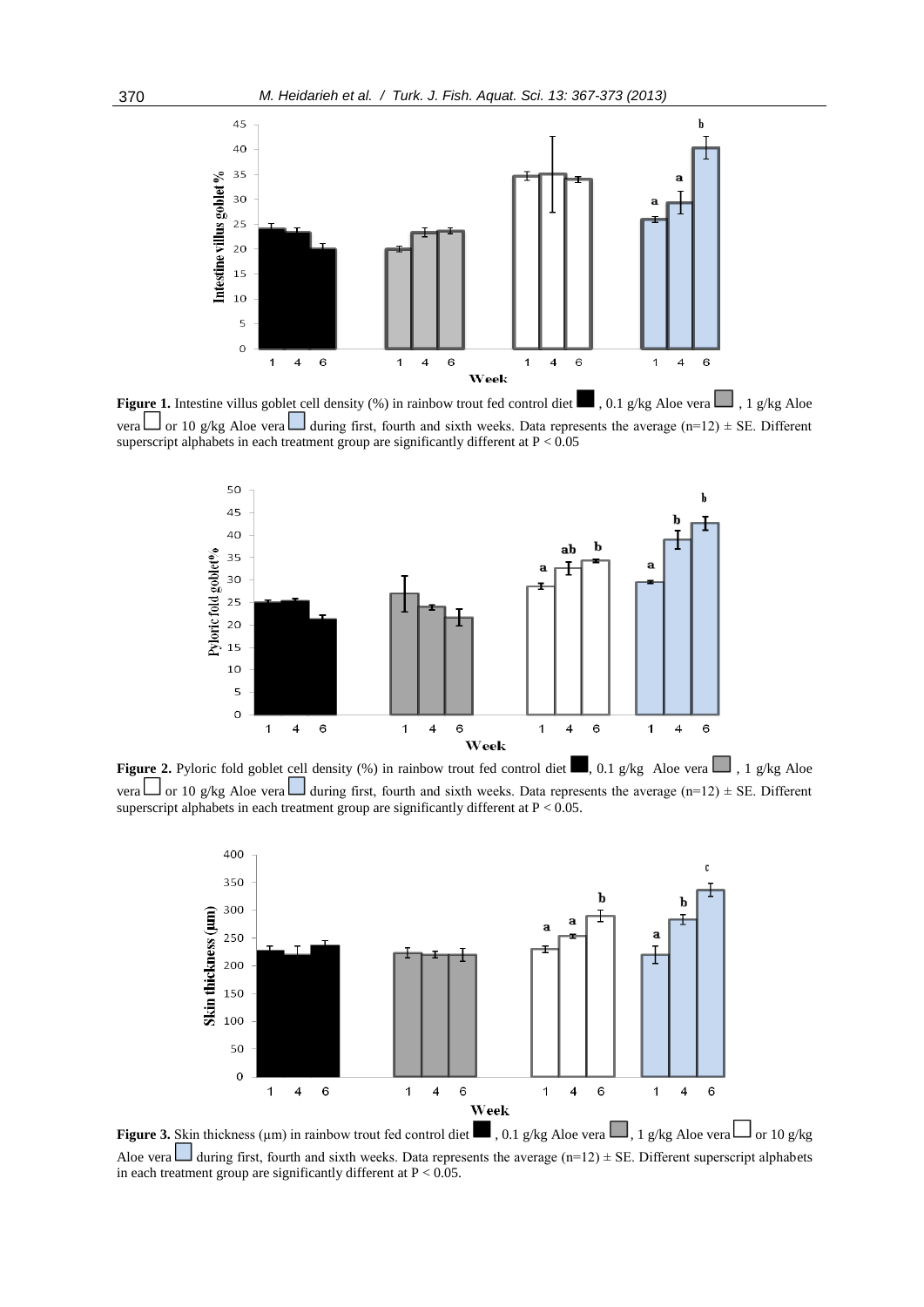**Figure 1.** Intestine villus goblet cell density (%) in rainbow trout fed control diet ■, 0.1 g/kg Aloe vera ■, 1 g/kg Aloe vera □ or 10 g/kg Aloe vera ■ during first, fourth and sixth weeks. Data represents the average (n=12) ± SE. Different superscript alphabets in each treatment group are significantly different at P < 0.05

**Figure 2.** Pyloric fold goblet cell density (%) in rainbow trout fed control diet ■, 0.1 g/kg Aloe vera ■, 1 g/kg Aloe vera □ or 10 g/kg Aloe vera ■ during first, fourth and sixth weeks. Data represents the average (n=12) ± SE. Different superscript alphabets in each treatment group are significantly different at P < 0.05.

**Figure 3.** Skin thickness (μm) in rainbow trout fed control diet ■, 0.1 g/kg Aloe vera ■, 1 g/kg Aloe vera □ or 10 g/kg Aloe vera ■ during first, fourth and sixth weeks. Data represents the average (n=12) ± SE. Different superscript alphabets in each treatment group are significantly different at P < 0.05.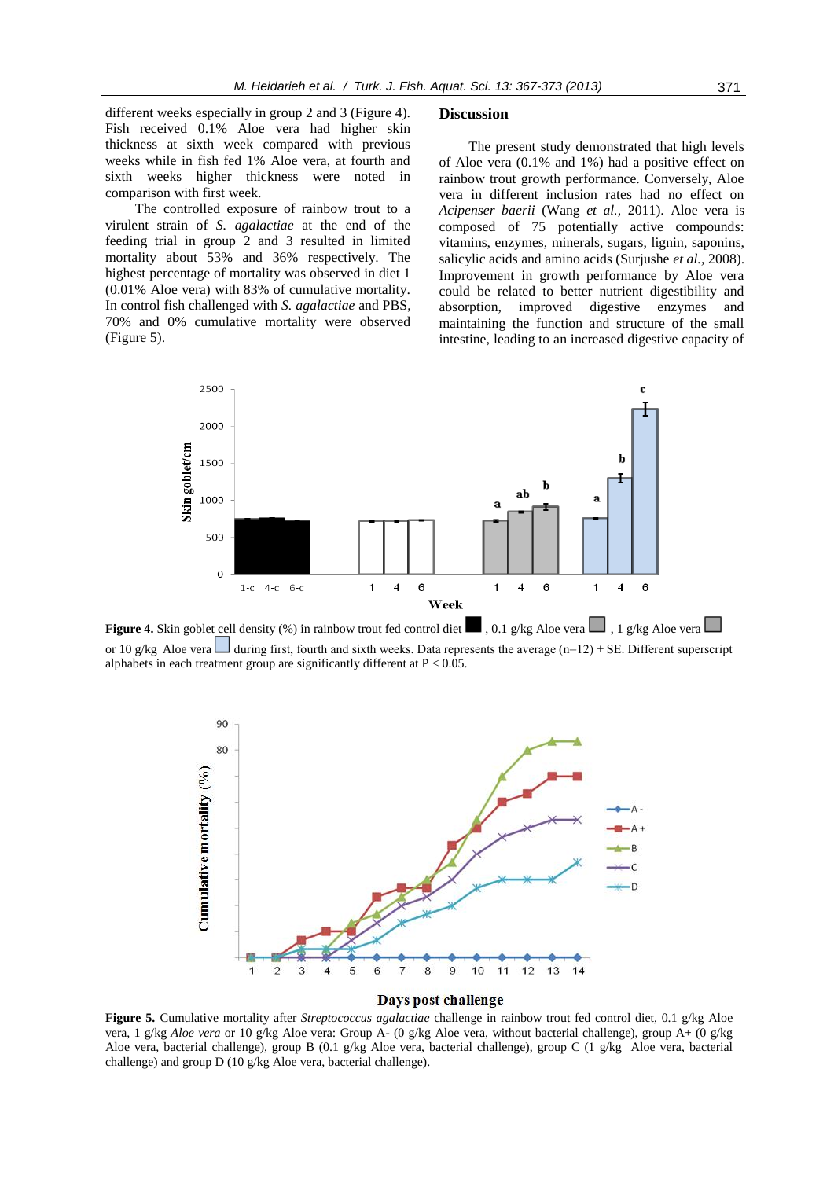different weeks especially in group 2 and 3 (Figure 4). Fish received 0.1% Aloe vera had higher skin thickness at sixth week compared with previous weeks while in fish fed 1% Aloe vera, at fourth and sixth weeks higher thickness were noted in comparison with first week.

The controlled exposure of rainbow trout to a virulent strain of *S. agalactiae* at the end of the feeding trial in group 2 and 3 resulted in limited mortality about 53% and 36% respectively. The highest percentage of mortality was observed in diet 1 (0.01% Aloe vera) with 83% of cumulative mortality. In control fish challenged with *S. agalactiae* and PBS, 70% and 0% cumulative mortality were observed (Figure 5).

## Discussion

The present study demonstrated that high levels of Aloe vera (0.1% and 1%) had a positive effect on rainbow trout growth performance. Conversely, Aloe vera in different inclusion rates had no effect on *Acipenser baerii* (Wang *et al.,* 2011). Aloe vera is composed of 75 potentially active compounds: vitamins, enzymes, minerals, sugars, lignin, saponins, salicylic acids and amino acids (Surjushe *et al.*, 2008). Improvement in growth performance by Aloe vera could be related to better nutrient digestibility and absorption, improved digestive enzymes and maintaining the function and structure of the small intestine, leading to an increased digestive capacity of

**Figure 4.** Skin goblet cell density (%) in rainbow trout fed control diet ■ , 0.1 g/kg Aloe vera □ , 1 g/kg Aloe vera □ or 10 g/kg Aloe vera □ during first, fourth and sixth weeks. Data represents the average (n=12) ± SE. Different superscript alphabets in each treatment group are significantly different at P < 0.05.

**Figure 5.** Cumulative mortality after *Streptococcus agalactiae* challenge in rainbow trout fed control diet, 0.1 g/kg Aloe vera, 1 g/kg *Aloe vera* or 10 g/kg Aloe vera: Group A- (0 g/kg Aloe vera, without bacterial challenge), group A+ (0 g/kg Aloe vera, bacterial challenge), group B (0.1 g/kg Aloe vera, bacterial challenge), group C (1 g/kg Aloe vera, bacterial challenge) and group D (10 g/kg Aloe vera, bacterial challenge).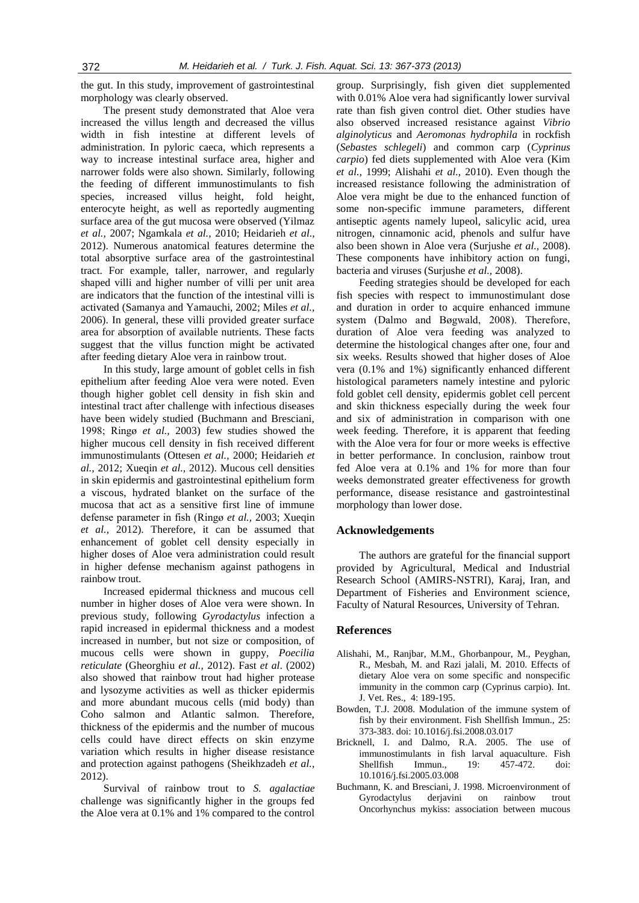the gut. In this study, improvement of gastrointestinal morphology was clearly observed.

The present study demonstrated that Aloe vera increased the villus length and decreased the villus width in fish intestine at different levels of administration. In pyloric caeca, which represents a way to increase intestinal surface area, higher and narrower folds were also shown. Similarly, following the feeding of different immunostimulants to fish species, increased villus height, fold height, enterocyte height, as well as reportedly augmenting surface area of the gut mucosa were observed (Yilmaz *et al.,* 2007; Ngamkala *et al.,* 2010; Heidarieh *et al.,* 2012). Numerous anatomical features determine the total absorptive surface area of the gastrointestinal tract. For example, taller, narrower, and regularly shaped villi and higher number of villi per unit area are indicators that the function of the intestinal villi is activated (Samanya and Yamauchi, 2002; Miles *et al.,* 2006). In general, these villi provided greater surface area for absorption of available nutrients. These facts suggest that the villus function might be activated after feeding dietary Aloe vera in rainbow trout.

In this study, large amount of goblet cells in fish epithelium after feeding Aloe vera were noted. Even though higher goblet cell density in fish skin and intestinal tract after challenge with infectious diseases have been widely studied (Buchmann and Bresciani, 1998; Ringø *et al.,* 2003) few studies showed the higher mucous cell density in fish received different immunostimulants (Ottesen *et al.,* 2000; Heidarieh *et al.,* 2012; Xueqin *et al.,* 2012). Mucous cell densities in skin epidermis and gastrointestinal epithelium form a viscous, hydrated blanket on the surface of the mucosa that act as a sensitive first line of immune defense parameter in fish (Ringø *et al.,* 2003; Xueqin *et al.,* 2012). Therefore, it can be assumed that enhancement of goblet cell density especially in higher doses of Aloe vera administration could result in higher defense mechanism against pathogens in rainbow trout.

Increased epidermal thickness and mucous cell number in higher doses of Aloe vera were shown. In previous study, following *Gyrodactylus* infection a rapid increased in epidermal thickness and a modest increased in number, but not size or composition, of mucous cells were shown in guppy, *Poecilia reticulate* (Gheorghiu *et al.,* 2012). Fast *et al*. (2002) also showed that rainbow trout had higher protease and lysozyme activities as well as thicker epidermis and more abundant mucous cells (mid body) than Coho salmon and Atlantic salmon. Therefore, thickness of the epidermis and the number of mucous cells could have direct effects on skin enzyme variation which results in higher disease resistance and protection against pathogens (Sheikhzadeh *et al.,* 2012).

Survival of rainbow trout to *S. agalactiae* challenge was significantly higher in the groups fed the Aloe vera at 0.1% and 1% compared to the control group. Surprisingly, fish given diet supplemented with 0.01% Aloe vera had significantly lower survival rate than fish given control diet. Other studies have also shown increased resistance against *Vibrio alginolyticus* and *Aeromonas hydrophila* in rockfish (*Sebastes schlegeli*) and common carp (*Cyprinus carpio*) fed diets supplemented with Aloe vera (Kim *et al.,* 1999; Alishahi *et al.,* 2010). Even though the increased resistance following the administration of Aloe vera might be due to the enhanced function of some non-specific immune parameters, different antiseptic agents namely lupeol, salicylic acid, urea nitrogen, cinnamonic acid, phenols and sulfur have also been shown in Aloe vera (Surjushe *et al.,* 2008). These components have inhibitory action on fungi, bacteria and viruses (Surjushe *et al.,* 2008).

Feeding strategies should be developed for each fish species with respect to immunostimulant dose and duration in order to acquire enhanced immune system (Dalmo and Bøgwald, 2008). Therefore, duration of Aloe vera feeding was analyzed to determine the histological changes after one, four and six weeks. Results showed that higher doses of Aloe vera (0.1% and 1%) significantly enhanced different histological parameters namely intestine and pyloric fold goblet cell density, epidermis goblet cell percent and skin thickness especially during the week four and six of administration in comparison with one week feeding. Therefore, it is apparent that feeding with the Aloe vera for four or more weeks is effective in better performance. In conclusion, rainbow trout fed Aloe vera at 0.1% and 1% for more than four weeks demonstrated greater effectiveness for growth performance, disease resistance and gastrointestinal morphology than lower dose.

## Acknowledgements

The authors are grateful for the financial support provided by Agricultural, Medical and Industrial Research School (AMIRS-NSTRI), Karaj, Iran, and Department of Fisheries and Environment science, Faculty of Natural Resources, University of Tehran.

## References

- Alishahi, M., Ranjbar, M.M., Ghorbanpour, M., Peyghan, R., Mesbah, M. and Razi jalali, M. 2010. Effects of dietary Aloe vera on some specific and nonspecific immunity in the common carp (Cyprinus carpio). Int. J. Vet. Res., 4: 189-195.
- Bowden, T.J. 2008. Modulation of the immune system of fish by their environment. Fish Shellfish Immun., 25: 373-383. doi: 10.1016/j.fsi.2008.03.017
- Bricknell, I. and Dalmo, R.A. 2005. The use of immunostimulants in fish larval aquaculture. Fish Shellfish Immun., 19: 457-472. doi: 10.1016/j.fsi.2005.03.008
- Buchmann, K. and Bresciani, J. 1998. Microenvironment of Gyrodactylus derjavini on rainbow trout Oncorhynchus mykiss: association between mucous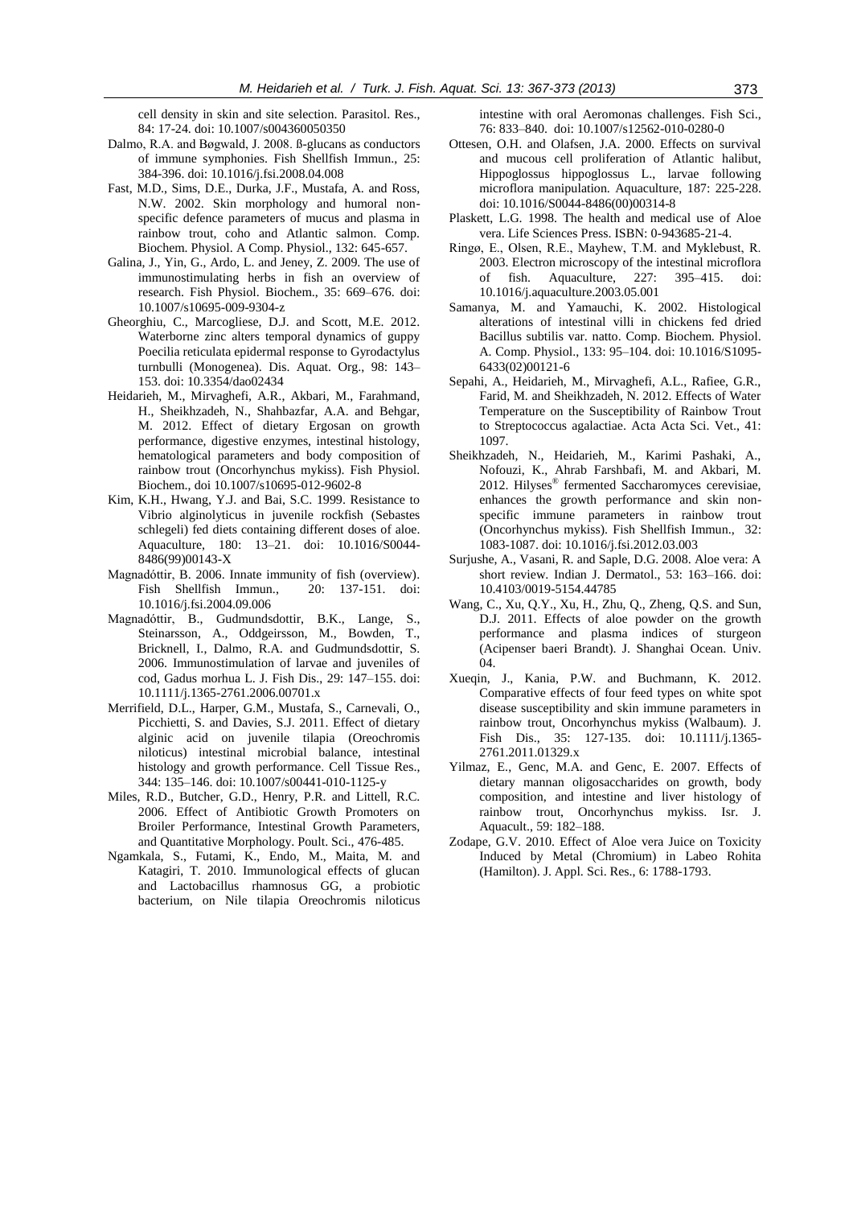cell density in skin and site selection. Parasitol. Res., 84: 17-24. doi: 10.1007/s004360050350

Dalmo, R.A. and Bøgwald, J. 2008. ß-glucans as conductors of immune symphonies. Fish Shellfish Immun., 25: 384-396. doi: 10.1016/j.fsi.2008.04.008

Fast, M.D., Sims, D.E., Durka, J.F., Mustafa, A. and Ross, N.W. 2002. Skin morphology and humoral non-specific defence parameters of mucus and plasma in rainbow trout, coho and Atlantic salmon. Comp. Biochem. Physiol. A Comp. Physiol., 132: 645-657.

Galina, J., Yin, G., Ardo, L. and Jeney, Z. 2009. The use of immunostimulating herbs in fish an overview of research. Fish Physiol. Biochem., 35: 669–676. doi: 10.1007/s10695-009-9304-z

Gheorghiu, C., Marcogliese, D.J. and Scott, M.E. 2012. Waterborne zinc alters temporal dynamics of guppy Poecilia reticulata epidermal response to Gyrodactylus turnbulli (Monogenea). Dis. Aquat. Org., 98: 143–153. doi: 10.3354/dao02434

Heidarieh, M., Mirvaghefi, A.R., Akbari, M., Farahmand, H., Sheikhzadeh, N., Shahbazfar, A.A. and Behgar, M. 2012. Effect of dietary Ergosan on growth performance, digestive enzymes, intestinal histology, hematological parameters and body composition of rainbow trout (Oncorhynchus mykiss). Fish Physiol. Biochem., doi 10.1007/s10695-012-9602-8

Kim, K.H., Hwang, Y.J. and Bai, S.C. 1999. Resistance to Vibrio alginolyticus in juvenile rockfish (Sebastes schlegeli) fed diets containing different doses of aloe. Aquaculture, 180: 13–21. doi: 10.1016/S0044-8486(99)00143-X

Magnadóttir, B. 2006. Innate immunity of fish (overview). Fish Shellfish Immun., 20: 137-151. doi: 10.1016/j.fsi.2004.09.006

Magnadóttir, B., Gudmundsdottir, B.K., Lange, S., Steinarsson, A., Oddgeirsson, M., Bowden, T., Bricknell, I., Dalmo, R.A. and Gudmundsdottir, S. 2006. Immunostimulation of larvae and juveniles of cod, Gadus morhua L. J. Fish Dis., 29: 147–155. doi: 10.1111/j.1365-2761.2006.00701.x

Merrifield, D.L., Harper, G.M., Mustafa, S., Carnevali, O., Picchietti, S. and Davies, S.J. 2011. Effect of dietary alginic acid on juvenile tilapia (Oreochromis niloticus) intestinal microbial balance, intestinal histology and growth performance. Cell Tissue Res., 344: 135–146. doi: 10.1007/s00441-010-1125-y

Miles, R.D., Butcher, G.D., Henry, P.R. and Littell, R.C. 2006. Effect of Antibiotic Growth Promoters on Broiler Performance, Intestinal Growth Parameters, and Quantitative Morphology. Poult. Sci., 476-485.

Ngamkala, S., Futami, K., Endo, M., Maita, M. and Katagiri, T. 2010. Immunological effects of glucan and Lactobacillus rhamnosus GG, a probiotic bacterium, on Nile tilapia Oreochromis niloticus intestine with oral Aeromonas challenges. Fish Sci., 76: 833–840. doi: 10.1007/s12562-010-0280-0

Ottesen, O.H. and Olafsen, J.A. 2000. Effects on survival and mucous cell proliferation of Atlantic halibut, Hippoglossus hippoglossus L., larvae following microflora manipulation. Aquaculture, 187: 225-228. doi: 10.1016/S0044-8486(00)00314-8

Plaskett, L.G. 1998. The health and medical use of Aloe vera. Life Sciences Press. ISBN: 0-943685-21-4.

Ringø, E., Olsen, R.E., Mayhew, T.M. and Myklebust, R. 2003. Electron microscopy of the intestinal microflora of fish. Aquaculture, 227: 395–415. doi: 10.1016/j.aquaculture.2003.05.001

Samanya, M. and Yamauchi, K. 2002. Histological alterations of intestinal villi in chickens fed dried Bacillus subtilis var. natto. Comp. Biochem. Physiol. A. Comp. Physiol., 133: 95–104. doi: 10.1016/S1095-6433(02)00121-6

Sepahi, A., Heidarieh, M., Mirvaghefi, A.L., Rafiee, G.R., Farid, M. and Sheikhzadeh, N. 2012. Effects of Water Temperature on the Susceptibility of Rainbow Trout to Streptococcus agalactiae. Acta Acta Sci. Vet., 41: 1097.

Sheikhzadeh, N., Heidarieh, M., Karimi Pashaki, A., Nofouzi, K., Ahrab Farshbafi, M. and Akbari, M. 2012. Hilyses® fermented Saccharomyces cerevisiae, enhances the growth performance and skin non-specific immune parameters in rainbow trout (Oncorhynchus mykiss). Fish Shellfish Immun., 32: 1083-1087. doi: 10.1016/j.fsi.2012.03.003

Surjushe, A., Vasani, R. and Saple, D.G. 2008. Aloe vera: A short review. Indian J. Dermatol., 53: 163–166. doi: 10.4103/0019-5154.44785

Wang, C., Xu, Q.Y., Xu, H., Zhu, Q., Zheng, Q.S. and Sun, D.J. 2011. Effects of aloe powder on the growth performance and plasma indices of sturgeon (Acipenser baeri Brandt). J. Shanghai Ocean. Univ. 04.

Xueqin, J., Kania, P.W. and Buchmann, K. 2012. Comparative effects of four feed types on white spot disease susceptibility and skin immune parameters in rainbow trout, Oncorhynchus mykiss (Walbaum). J. Fish Dis., 35: 127-135. doi: 10.1111/j.1365-2761.2011.01329.x

Yilmaz, E., Genc, M.A. and Genc, E. 2007. Effects of dietary mannan oligosaccharides on growth, body composition, and intestine and liver histology of rainbow trout, Oncorhynchus mykiss. Isr. J. Aquacult., 59: 182–188.

Zodape, G.V. 2010. Effect of Aloe vera Juice on Toxicity Induced by Metal (Chromium) in Labeo Rohita (Hamilton). J. Appl. Sci. Res., 6: 1788-1793.